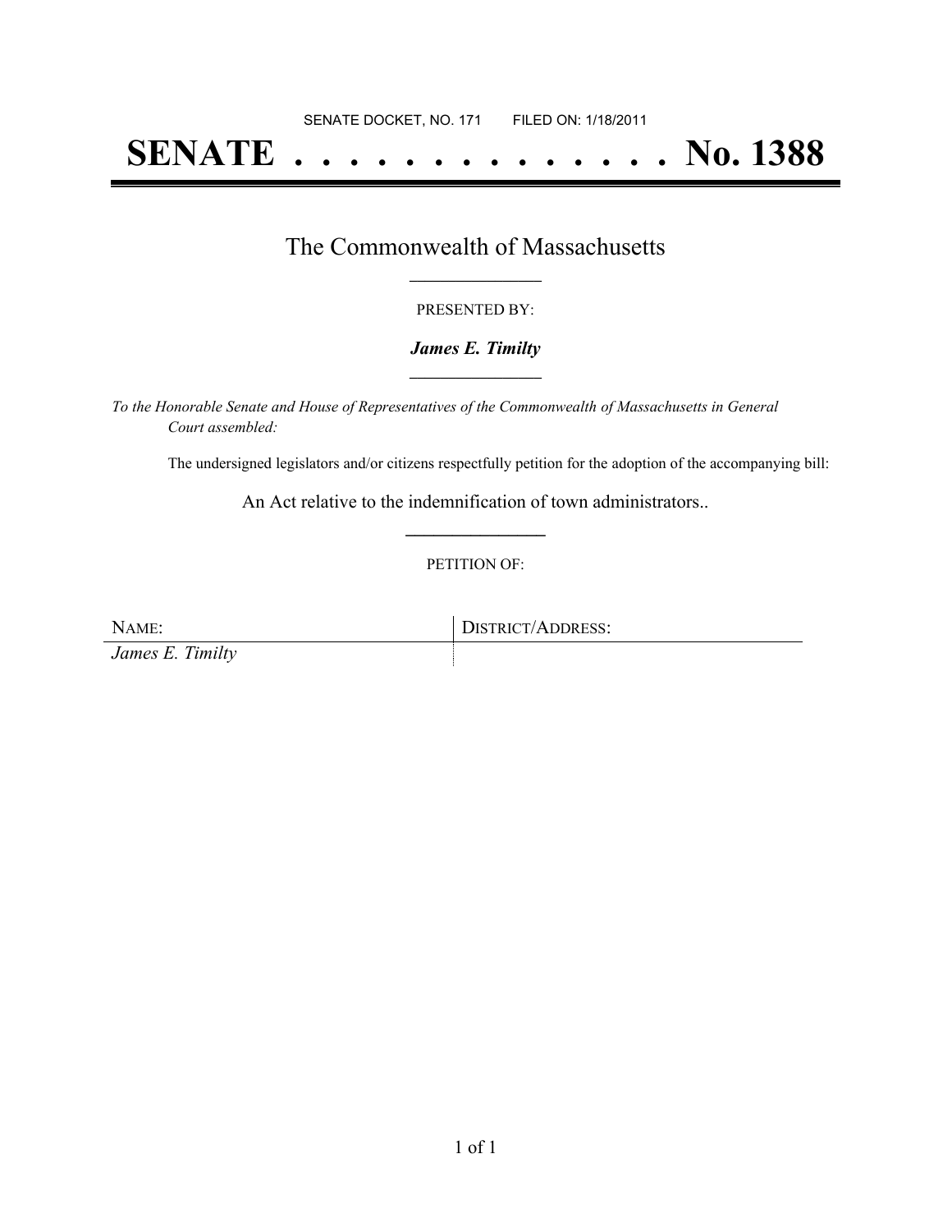SENATE DOCKET, NO. 171        FILED ON: 1/18/2011

# SENATE . . . . . . . . . . . . . . No. 1388

## The Commonwealth of Massachusetts

PRESENTED BY:

***James E. Timilty***

*To the Honorable Senate and House of Representatives of the Commonwealth of Massachusetts in General Court assembled:*

The undersigned legislators and/or citizens respectfully petition for the adoption of the accompanying bill:

An Act relative to the indemnification of town administrators..

PETITION OF:

| NAME: | DISTRICT/ADDRESS: |
|---|---|
| *James E. Timilty* | |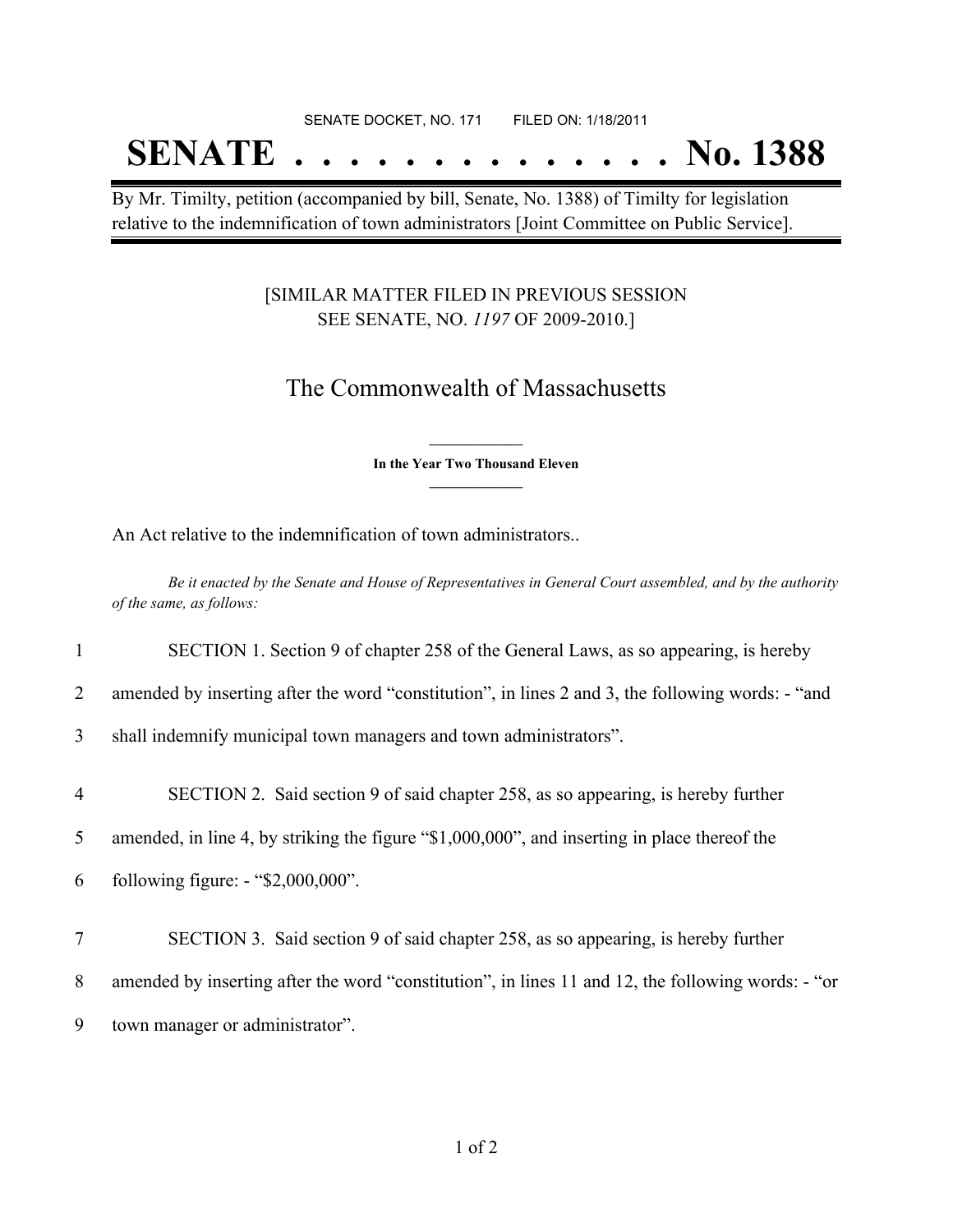SENATE DOCKET, NO. 171        FILED ON: 1/18/2011

# SENATE . . . . . . . . . . . . . . No. 1388

By Mr. Timilty, petition (accompanied by bill, Senate, No. 1388) of Timilty for legislation relative to the indemnification of town administrators [Joint Committee on Public Service].

[SIMILAR MATTER FILED IN PREVIOUS SESSION SEE SENATE, NO. *1197* OF 2009-2010.]

## The Commonwealth of Massachusetts

**In the Year Two Thousand Eleven**

An Act relative to the indemnification of town administrators..

*Be it enacted by the Senate and House of Representatives in General Court assembled, and by the authority of the same, as follows:*

1 SECTION 1. Section 9 of chapter 258 of the General Laws, as so appearing, is hereby
2 amended by inserting after the word "constitution", in lines 2 and 3, the following words: - "and
3 shall indemnify municipal town managers and town administrators".

4 SECTION 2. Said section 9 of said chapter 258, as so appearing, is hereby further
5 amended, in line 4, by striking the figure "$1,000,000", and inserting in place thereof the
6 following figure: - "$2,000,000".

7 SECTION 3. Said section 9 of said chapter 258, as so appearing, is hereby further
8 amended by inserting after the word "constitution", in lines 11 and 12, the following words: - "or
9 town manager or administrator".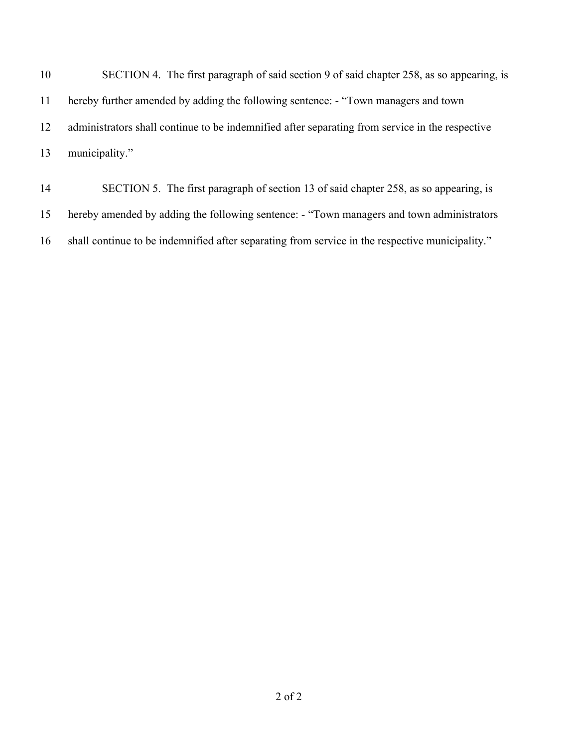SECTION 4. The first paragraph of said section 9 of said chapter 258, as so appearing, is hereby further amended by adding the following sentence: - "Town managers and town administrators shall continue to be indemnified after separating from service in the respective municipality."

SECTION 5. The first paragraph of section 13 of said chapter 258, as so appearing, is hereby amended by adding the following sentence: - "Town managers and town administrators shall continue to be indemnified after separating from service in the respective municipality."